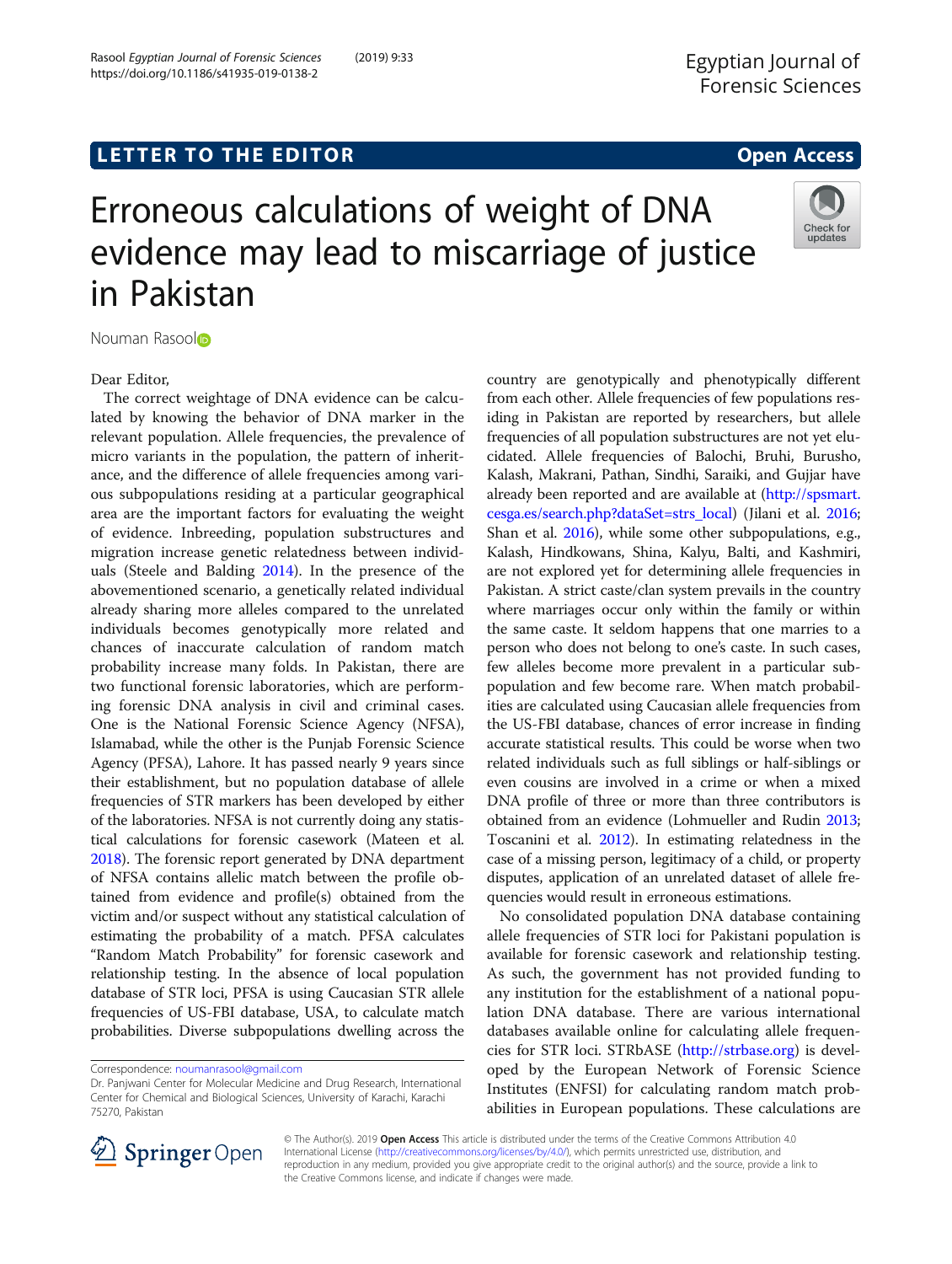LETTER TO THE EDITOR

Open Access

# Erroneous calculations of weight of DNA evidence may lead to miscarriage of justice in Pakistan

Nouman Rasool

Dear Editor,

The correct weightage of DNA evidence can be calculated by knowing the behavior of DNA marker in the relevant population. Allele frequencies, the prevalence of micro variants in the population, the pattern of inheritance, and the difference of allele frequencies among various subpopulations residing at a particular geographical area are the important factors for evaluating the weight of evidence. Inbreeding, population substructures and migration increase genetic relatedness between individuals (Steele and Balding 2014). In the presence of the abovementioned scenario, a genetically related individual already sharing more alleles compared to the unrelated individuals becomes genotypically more related and chances of inaccurate calculation of random match probability increase many folds. In Pakistan, there are two functional forensic laboratories, which are performing forensic DNA analysis in civil and criminal cases. One is the National Forensic Science Agency (NFSA), Islamabad, while the other is the Punjab Forensic Science Agency (PFSA), Lahore. It has passed nearly 9 years since their establishment, but no population database of allele frequencies of STR markers has been developed by either of the laboratories. NFSA is not currently doing any statistical calculations for forensic casework (Mateen et al. 2018). The forensic report generated by DNA department of NFSA contains allelic match between the profile obtained from evidence and profile(s) obtained from the victim and/or suspect without any statistical calculation of estimating the probability of a match. PFSA calculates "Random Match Probability" for forensic casework and relationship testing. In the absence of local population database of STR loci, PFSA is using Caucasian STR allele frequencies of US-FBI database, USA, to calculate match probabilities. Diverse subpopulations dwelling across the country are genotypically and phenotypically different from each other. Allele frequencies of few populations residing in Pakistan are reported by researchers, but allele frequencies of all population substructures are not yet elucidated. Allele frequencies of Balochi, Bruhi, Burusho, Kalash, Makrani, Pathan, Sindhi, Saraiki, and Gujjar have already been reported and are available at (http://spsmart.cesga.es/search.php?dataSet=strs_local) (Jilani et al. 2016; Shan et al. 2016), while some other subpopulations, e.g., Kalash, Hindkowans, Shina, Kalyu, Balti, and Kashmiri, are not explored yet for determining allele frequencies in Pakistan. A strict caste/clan system prevails in the country where marriages occur only within the family or within the same caste. It seldom happens that one marries to a person who does not belong to one's caste. In such cases, few alleles become more prevalent in a particular subpopulation and few become rare. When match probabilities are calculated using Caucasian allele frequencies from the US-FBI database, chances of error increase in finding accurate statistical results. This could be worse when two related individuals such as full siblings or half-siblings or even cousins are involved in a crime or when a mixed DNA profile of three or more than three contributors is obtained from an evidence (Lohmueller and Rudin 2013; Toscanini et al. 2012). In estimating relatedness in the case of a missing person, legitimacy of a child, or property disputes, application of an unrelated dataset of allele frequencies would result in erroneous estimations.

No consolidated population DNA database containing allele frequencies of STR loci for Pakistani population is available for forensic casework and relationship testing. As such, the government has not provided funding to any institution for the establishment of a national population DNA database. There are various international databases available online for calculating allele frequencies for STR loci. STRbASE (http://strbase.org) is developed by the European Network of Forensic Science Institutes (ENFSI) for calculating random match probabilities in European populations. These calculations are

Correspondence: noumanrasool@gmail.com
Dr. Panjwani Center for Molecular Medicine and Drug Research, International Center for Chemical and Biological Sciences, University of Karachi, Karachi 75270, Pakistan

© The Author(s). 2019 **Open Access** This article is distributed under the terms of the Creative Commons Attribution 4.0 International License (http://creativecommons.org/licenses/by/4.0/), which permits unrestricted use, distribution, and reproduction in any medium, provided you give appropriate credit to the original author(s) and the source, provide a link to the Creative Commons license, and indicate if changes were made.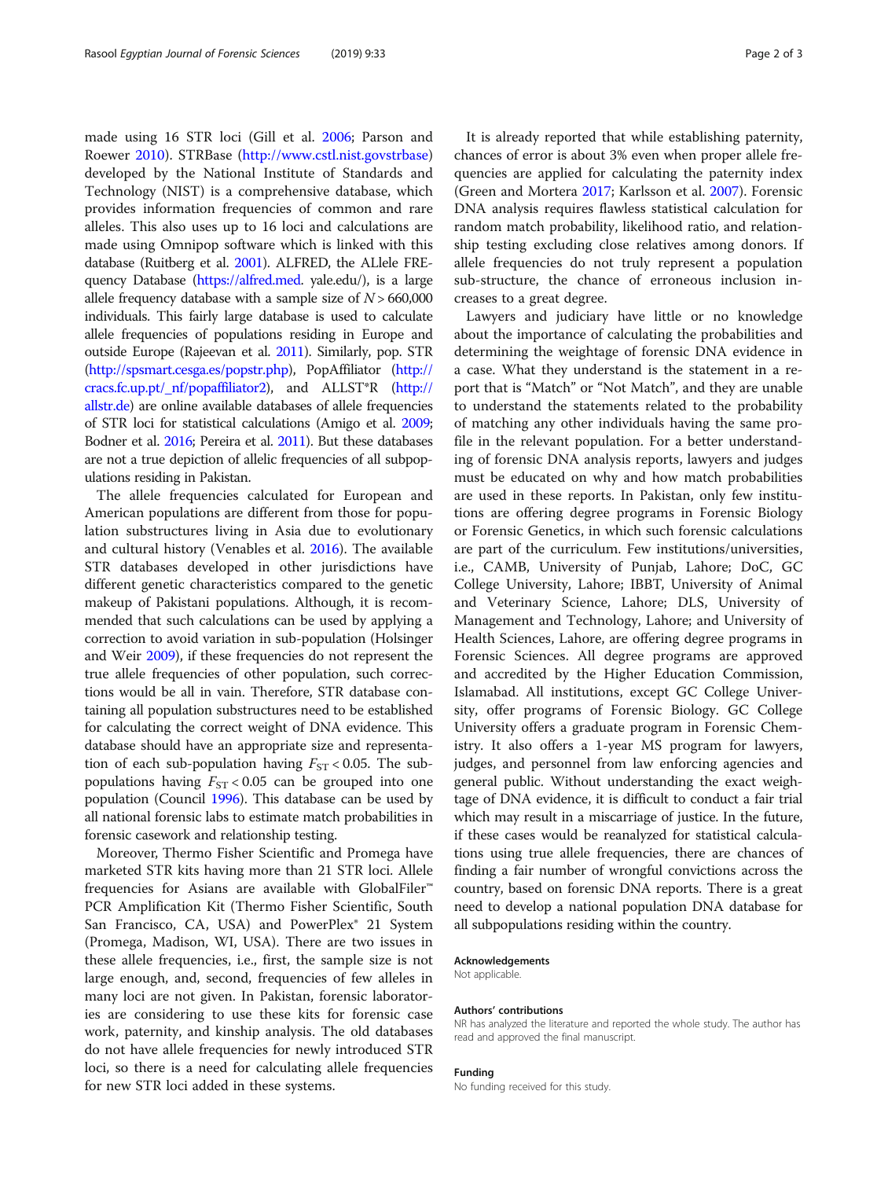made using 16 STR loci (Gill et al. 2006; Parson and Roewer 2010). STRBase (http://www.cstl.nist.govstrbase) developed by the National Institute of Standards and Technology (NIST) is a comprehensive database, which provides information frequencies of common and rare alleles. This also uses up to 16 loci and calculations are made using Omnipop software which is linked with this database (Ruitberg et al. 2001). ALFRED, the ALlele FREquency Database (https://alfred.med. yale.edu/), is a large allele frequency database with a sample size of $N > 660,000$ individuals. This fairly large database is used to calculate allele frequencies of populations residing in Europe and outside Europe (Rajeevan et al. 2011). Similarly, pop. STR (http://spsmart.cesga.es/popstr.php), PopAffiliator (http://cracs.fc.up.pt/_nf/popaffiliator2), and ALLST*R (http://allstr.de) are online available databases of allele frequencies of STR loci for statistical calculations (Amigo et al. 2009; Bodner et al. 2016; Pereira et al. 2011). But these databases are not a true depiction of allelic frequencies of all subpopulations residing in Pakistan.

The allele frequencies calculated for European and American populations are different from those for population substructures living in Asia due to evolutionary and cultural history (Venables et al. 2016). The available STR databases developed in other jurisdictions have different genetic characteristics compared to the genetic makeup of Pakistani populations. Although, it is recommended that such calculations can be used by applying a correction to avoid variation in sub-population (Holsinger and Weir 2009), if these frequencies do not represent the true allele frequencies of other population, such corrections would be all in vain. Therefore, STR database containing all population substructures need to be established for calculating the correct weight of DNA evidence. This database should have an appropriate size and representation of each sub-population having $F_{ST} < 0.05$. The subpopulations having $F_{ST} < 0.05$ can be grouped into one population (Council 1996). This database can be used by all national forensic labs to estimate match probabilities in forensic casework and relationship testing.

Moreover, Thermo Fisher Scientific and Promega have marketed STR kits having more than 21 STR loci. Allele frequencies for Asians are available with GlobalFiler™ PCR Amplification Kit (Thermo Fisher Scientific, South San Francisco, CA, USA) and PowerPlex® 21 System (Promega, Madison, WI, USA). There are two issues in these allele frequencies, i.e., first, the sample size is not large enough, and, second, frequencies of few alleles in many loci are not given. In Pakistan, forensic laboratories are considering to use these kits for forensic case work, paternity, and kinship analysis. The old databases do not have allele frequencies for newly introduced STR loci, so there is a need for calculating allele frequencies for new STR loci added in these systems.

It is already reported that while establishing paternity, chances of error is about 3% even when proper allele frequencies are applied for calculating the paternity index (Green and Mortera 2017; Karlsson et al. 2007). Forensic DNA analysis requires flawless statistical calculation for random match probability, likelihood ratio, and relationship testing excluding close relatives among donors. If allele frequencies do not truly represent a population sub-structure, the chance of erroneous inclusion increases to a great degree.

Lawyers and judiciary have little or no knowledge about the importance of calculating the probabilities and determining the weightage of forensic DNA evidence in a case. What they understand is the statement in a report that is "Match" or "Not Match", and they are unable to understand the statements related to the probability of matching any other individuals having the same profile in the relevant population. For a better understanding of forensic DNA analysis reports, lawyers and judges must be educated on why and how match probabilities are used in these reports. In Pakistan, only few institutions are offering degree programs in Forensic Biology or Forensic Genetics, in which such forensic calculations are part of the curriculum. Few institutions/universities, i.e., CAMB, University of Punjab, Lahore; DoC, GC College University, Lahore; IBBT, University of Animal and Veterinary Science, Lahore; DLS, University of Management and Technology, Lahore; and University of Health Sciences, Lahore, are offering degree programs in Forensic Sciences. All degree programs are approved and accredited by the Higher Education Commission, Islamabad. All institutions, except GC College University, offer programs of Forensic Biology. GC College University offers a graduate program in Forensic Chemistry. It also offers a 1-year MS program for lawyers, judges, and personnel from law enforcing agencies and general public. Without understanding the exact weightage of DNA evidence, it is difficult to conduct a fair trial which may result in a miscarriage of justice. In the future, if these cases would be reanalyzed for statistical calculations using true allele frequencies, there are chances of finding a fair number of wrongful convictions across the country, based on forensic DNA reports. There is a great need to develop a national population DNA database for all subpopulations residing within the country.

#### Acknowledgements

Not applicable.

#### Authors' contributions

NR has analyzed the literature and reported the whole study. The author has read and approved the final manuscript.

#### Funding

No funding received for this study.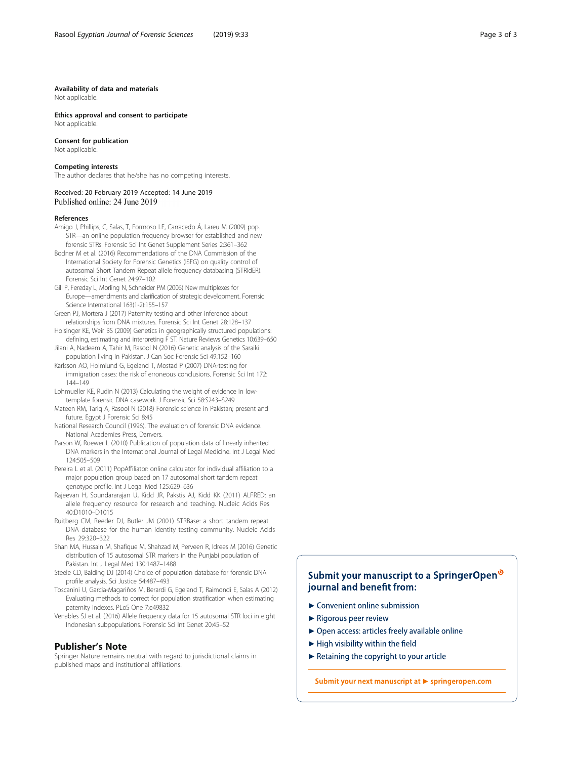#### Availability of data and materials
Not applicable.

#### Ethics approval and consent to participate
Not applicable.

#### Consent for publication
Not applicable.

#### Competing interests
The author declares that he/she has no competing interests.

Received: 20 February 2019 Accepted: 14 June 2019
Published online: 24 June 2019

#### References

Amigo J, Phillips, C, Salas, T, Formoso LF, Carracedo Á, Lareu M (2009) pop.STR—an online population frequency browser for established and new forensic STRs. Forensic Sci Int Genet Supplement Series 2:361–362

Bodner M et al. (2016) Recommendations of the DNA Commission of the International Society for Forensic Genetics (ISFG) on quality control of autosomal Short Tandem Repeat allele frequency databasing (STRidER). Forensic Sci Int Genet 24:97–102

Gill P, Fereday L, Morling N, Schneider PM (2006) New multiplexes for Europe—amendments and clarification of strategic development. Forensic Science International 163(1-2):155–157

Green PJ, Mortera J (2017) Paternity testing and other inference about relationships from DNA mixtures. Forensic Sci Int Genet 28:128–137

Holsinger KE, Weir BS (2009) Genetics in geographically structured populations: defining, estimating and interpreting F ST. Nature Reviews Genetics 10:639–650

Jilani A, Nadeem A, Tahir M, Rasool N (2016) Genetic analysis of the Saraiki population living in Pakistan. J Can Soc Forensic Sci 49:152–160

Karlsson AO, Holmlund G, Egeland T, Mostad P (2007) DNA-testing for immigration cases: the risk of erroneous conclusions. Forensic Sci Int 172: 144–149

Lohmueller KE, Rudin N (2013) Calculating the weight of evidence in low-template forensic DNA casework. J Forensic Sci 58:S243–S249

Mateen RM, Tariq A, Rasool N (2018) Forensic science in Pakistan; present and future. Egypt J Forensic Sci 8:45

National Research Council (1996). The evaluation of forensic DNA evidence. National Academies Press, Danvers.

Parson W, Roewer L (2010) Publication of population data of linearly inherited DNA markers in the International Journal of Legal Medicine. Int J Legal Med 124:505–509

Pereira L et al. (2011) PopAffiliator: online calculator for individual affiliation to a major population group based on 17 autosomal short tandem repeat genotype profile. Int J Legal Med 125:629–636

Rajeevan H, Soundararajan U, Kidd JR, Pakstis AJ, Kidd KK (2011) ALFRED: an allele frequency resource for research and teaching. Nucleic Acids Res 40:D1010–D1015

Ruitberg CM, Reeder DJ, Butler JM (2001) STRBase: a short tandem repeat DNA database for the human identity testing community. Nucleic Acids Res 29:320–322

Shan MA, Hussain M, Shafique M, Shahzad M, Perveen R, Idrees M (2016) Genetic distribution of 15 autosomal STR markers in the Punjabi population of Pakistan. Int J Legal Med 130:1487–1488

Steele CD, Balding DJ (2014) Choice of population database for forensic DNA profile analysis. Sci Justice 54:487–493

Toscanini U, Garcia-Magariños M, Berardi G, Egeland T, Raimondi E, Salas A (2012) Evaluating methods to correct for population stratification when estimating paternity indexes. PLoS One 7:e49832

Venables SJ et al. (2016) Allele frequency data for 15 autosomal STR loci in eight Indonesian subpopulations. Forensic Sci Int Genet 20:45–52

## Publisher's Note
Springer Nature remains neutral with regard to jurisdictional claims in published maps and institutional affiliations.

**Submit your manuscript to a SpringerOpen journal and benefit from:**

- ► Convenient online submission
- ► Rigorous peer review
- ► Open access: articles freely available online
- ► High visibility within the field
- ► Retaining the copyright to your article

Submit your next manuscript at ► springeropen.com